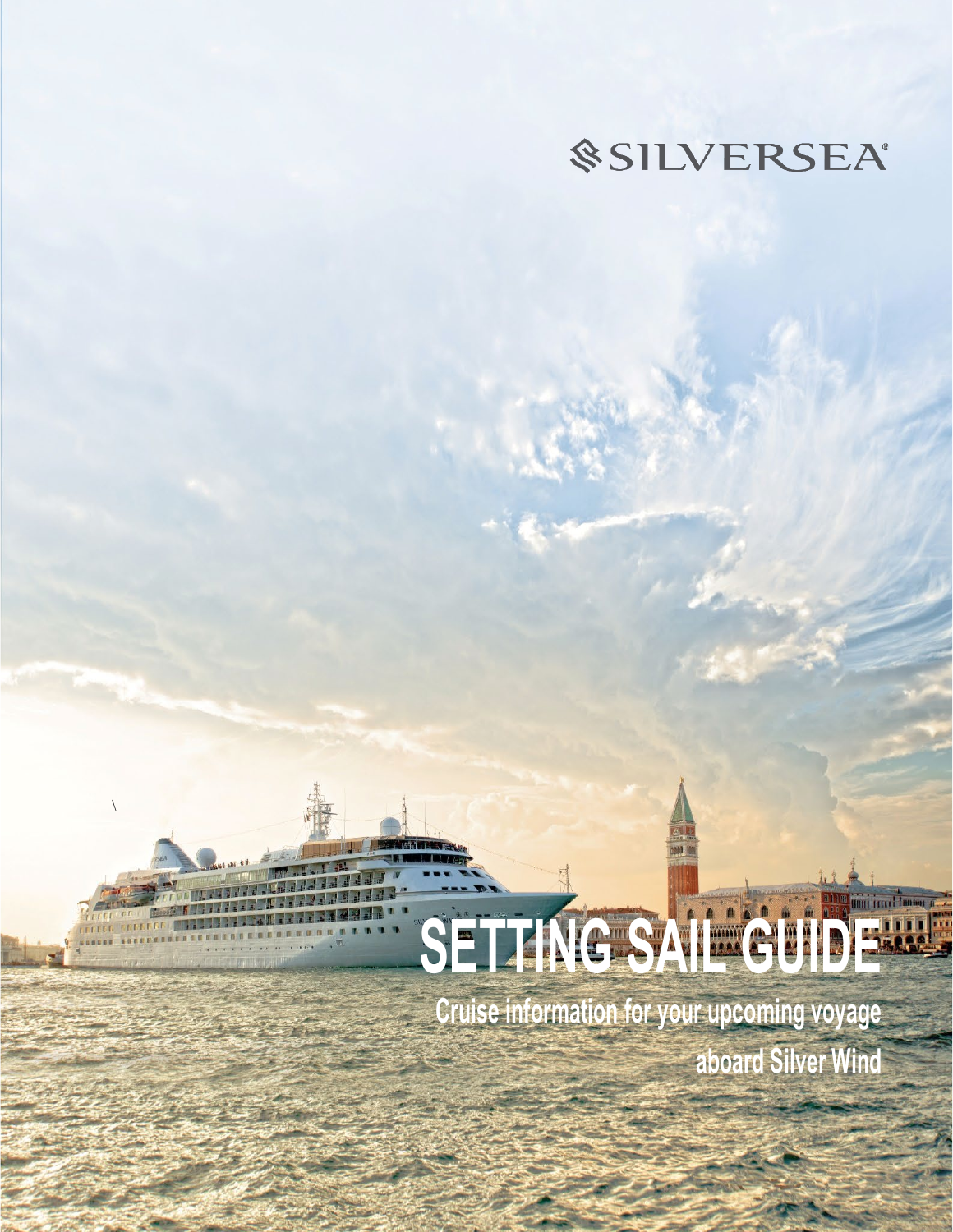SILVERSEA

# SETTING SAIL GUIDE

**Cruise information for your upcoming voyage**

**aboard Silver Wind**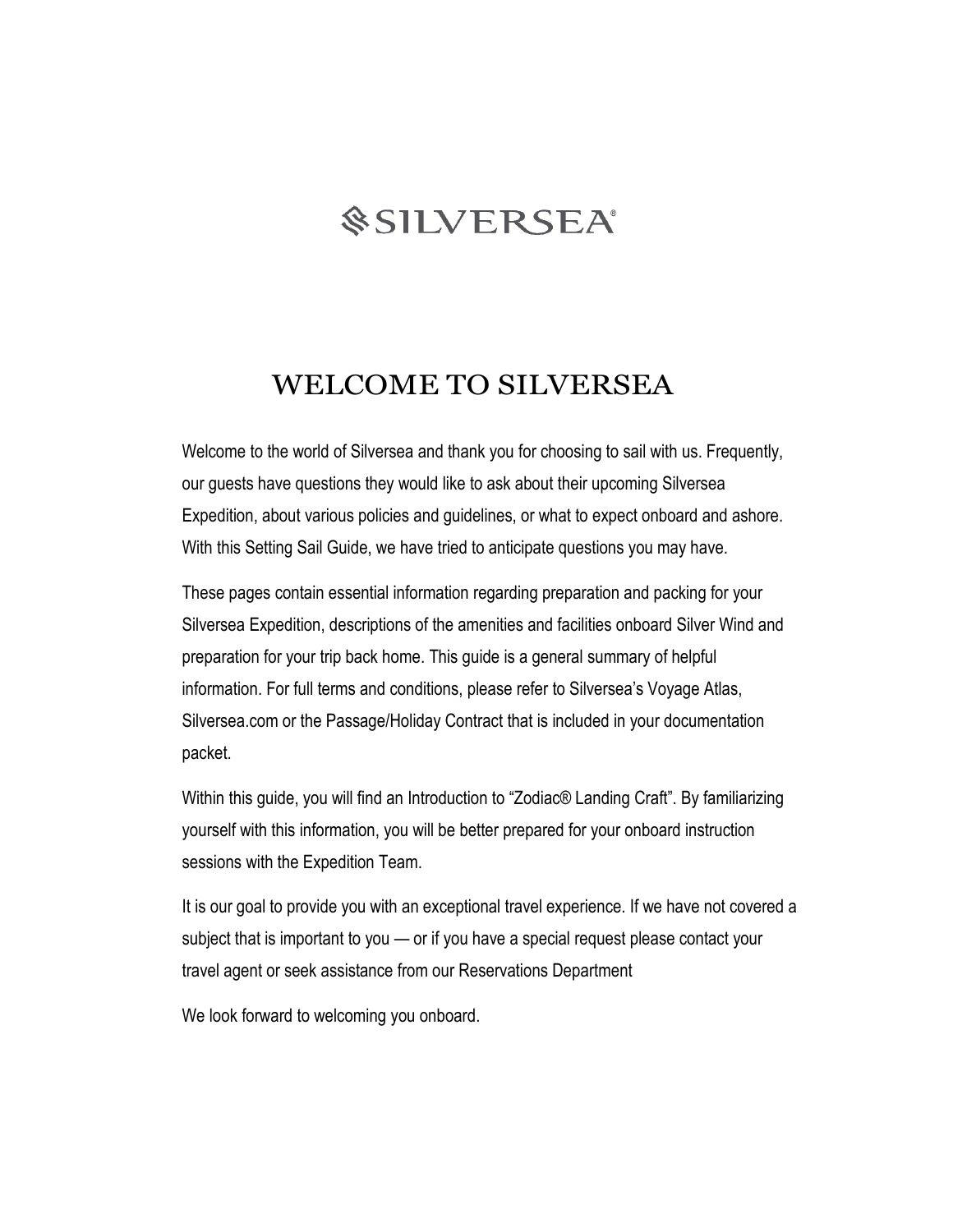# SILVERSEA®

## WELCOME TO SILVERSEA

Welcome to the world of Silversea and thank you for choosing to sail with us. Frequently, our guests have questions they would like to ask about their upcoming Silversea Expedition, about various policies and guidelines, or what to expect onboard and ashore. With this Setting Sail Guide, we have tried to anticipate questions you may have.

These pages contain essential information regarding preparation and packing for your Silversea Expedition, descriptions of the amenities and facilities onboard Silver Wind and preparation for your trip back home. This guide is a general summary of helpful information. For full terms and conditions, please refer to Silversea's Voyage Atlas, Silversea.com or the Passage/Holiday Contract that is included in your documentation packet.

Within this guide, you will find an Introduction to "Zodiac® Landing Craft". By familiarizing yourself with this information, you will be better prepared for your onboard instruction sessions with the Expedition Team.

It is our goal to provide you with an exceptional travel experience. If we have not covered a subject that is important to you — or if you have a special request please contact your travel agent or seek assistance from our Reservations Department

We look forward to welcoming you onboard.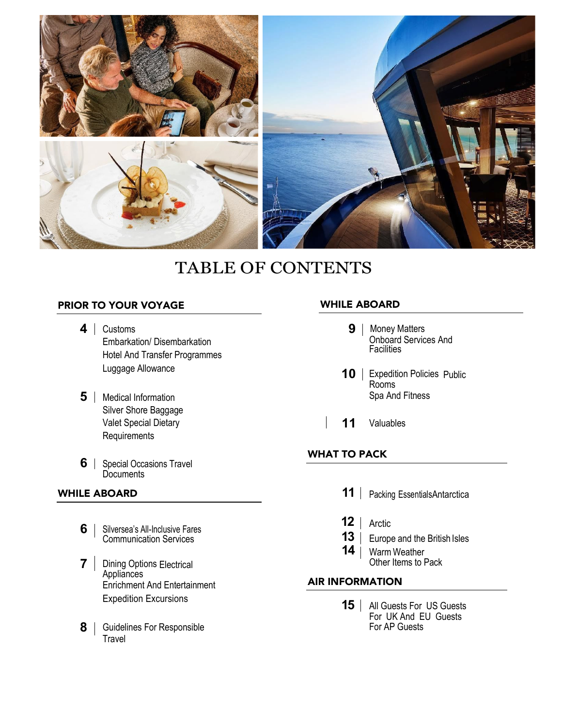# TABLE OF CONTENTS

## PRIOR TO YOUR VOYAGE

**4** | Customs
Embarkation/ Disembarkation
Hotel And Transfer Programmes
Luggage Allowance

**5** | Medical Information
Silver Shore Baggage
Valet Special Dietary
Requirements

**6** | Special Occasions Travel
Documents

## WHILE ABOARD

**6** | Silversea's All-Inclusive Fares
Communication Services

**7** | Dining Options Electrical
Appliances
Enrichment And Entertainment
Expedition Excursions

**8** | Guidelines For Responsible
Travel

## WHILE ABOARD

**9** | Money Matters
Onboard Services And
Facilities

**10** | Expedition Policies Public
Rooms
Spa And Fitness

**11** | Valuables

## WHAT TO PACK

**11** | Packing EssentialsAntarctica

**12** | Arctic

**13** | Europe and the British Isles

**14** | Warm Weather
Other Items to Pack

## AIR INFORMATION

**15** | All Guests For US Guests
For UK And EU Guests
For AP Guests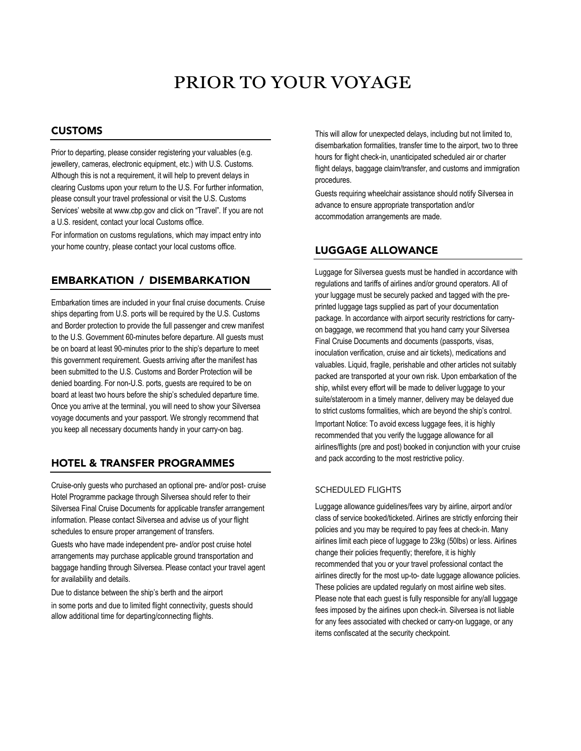# PRIOR TO YOUR VOYAGE

## CUSTOMS

Prior to departing, please consider registering your valuables (e.g. jewellery, cameras, electronic equipment, etc.) with U.S. Customs. Although this is not a requirement, it will help to prevent delays in clearing Customs upon your return to the U.S. For further information, please consult your travel professional or visit the U.S. Customs Services' website at www.cbp.gov and click on "Travel". If you are not a U.S. resident, contact your local Customs office.

For information on customs regulations, which may impact entry into your home country, please contact your local customs office.

## EMBARKATION / DISEMBARKATION

Embarkation times are included in your final cruise documents. Cruise ships departing from U.S. ports will be required by the U.S. Customs and Border protection to provide the full passenger and crew manifest to the U.S. Government 60-minutes before departure. All guests must be on board at least 90-minutes prior to the ship's departure to meet this government requirement. Guests arriving after the manifest has been submitted to the U.S. Customs and Border Protection will be denied boarding. For non-U.S. ports, guests are required to be on board at least two hours before the ship's scheduled departure time. Once you arrive at the terminal, you will need to show your Silversea voyage documents and your passport. We strongly recommend that you keep all necessary documents handy in your carry-on bag.

## HOTEL & TRANSFER PROGRAMMES

Cruise-only guests who purchased an optional pre- and/or post- cruise Hotel Programme package through Silversea should refer to their Silversea Final Cruise Documents for applicable transfer arrangement information. Please contact Silversea and advise us of your flight schedules to ensure proper arrangement of transfers.

Guests who have made independent pre- and/or post cruise hotel arrangements may purchase applicable ground transportation and baggage handling through Silversea. Please contact your travel agent for availability and details.

Due to distance between the ship's berth and the airport in some ports and due to limited flight connectivity, guests should allow additional time for departing/connecting flights.

This will allow for unexpected delays, including but not limited to, disembarkation formalities, transfer time to the airport, two to three hours for flight check-in, unanticipated scheduled air or charter flight delays, baggage claim/transfer, and customs and immigration procedures.

Guests requiring wheelchair assistance should notify Silversea in advance to ensure appropriate transportation and/or accommodation arrangements are made.

## LUGGAGE ALLOWANCE

Luggage for Silversea guests must be handled in accordance with regulations and tariffs of airlines and/or ground operators. All of your luggage must be securely packed and tagged with the pre-printed luggage tags supplied as part of your documentation package. In accordance with airport security restrictions for carry-on baggage, we recommend that you hand carry your Silversea Final Cruise Documents and documents (passports, visas, inoculation verification, cruise and air tickets), medications and valuables. Liquid, fragile, perishable and other articles not suitably packed are transported at your own risk. Upon embarkation of the ship, whilst every effort will be made to deliver luggage to your suite/stateroom in a timely manner, delivery may be delayed due to strict customs formalities, which are beyond the ship's control.

Important Notice: To avoid excess luggage fees, it is highly recommended that you verify the luggage allowance for all airlines/flights (pre and post) booked in conjunction with your cruise and pack according to the most restrictive policy.

### SCHEDULED FLIGHTS

Luggage allowance guidelines/fees vary by airline, airport and/or class of service booked/ticketed. Airlines are strictly enforcing their policies and you may be required to pay fees at check-in. Many airlines limit each piece of luggage to 23kg (50lbs) or less. Airlines change their policies frequently; therefore, it is highly recommended that you or your travel professional contact the airlines directly for the most up-to- date luggage allowance policies. These policies are updated regularly on most airline web sites. Please note that each guest is fully responsible for any/all luggage fees imposed by the airlines upon check-in. Silversea is not liable for any fees associated with checked or carry-on luggage, or any items confiscated at the security checkpoint.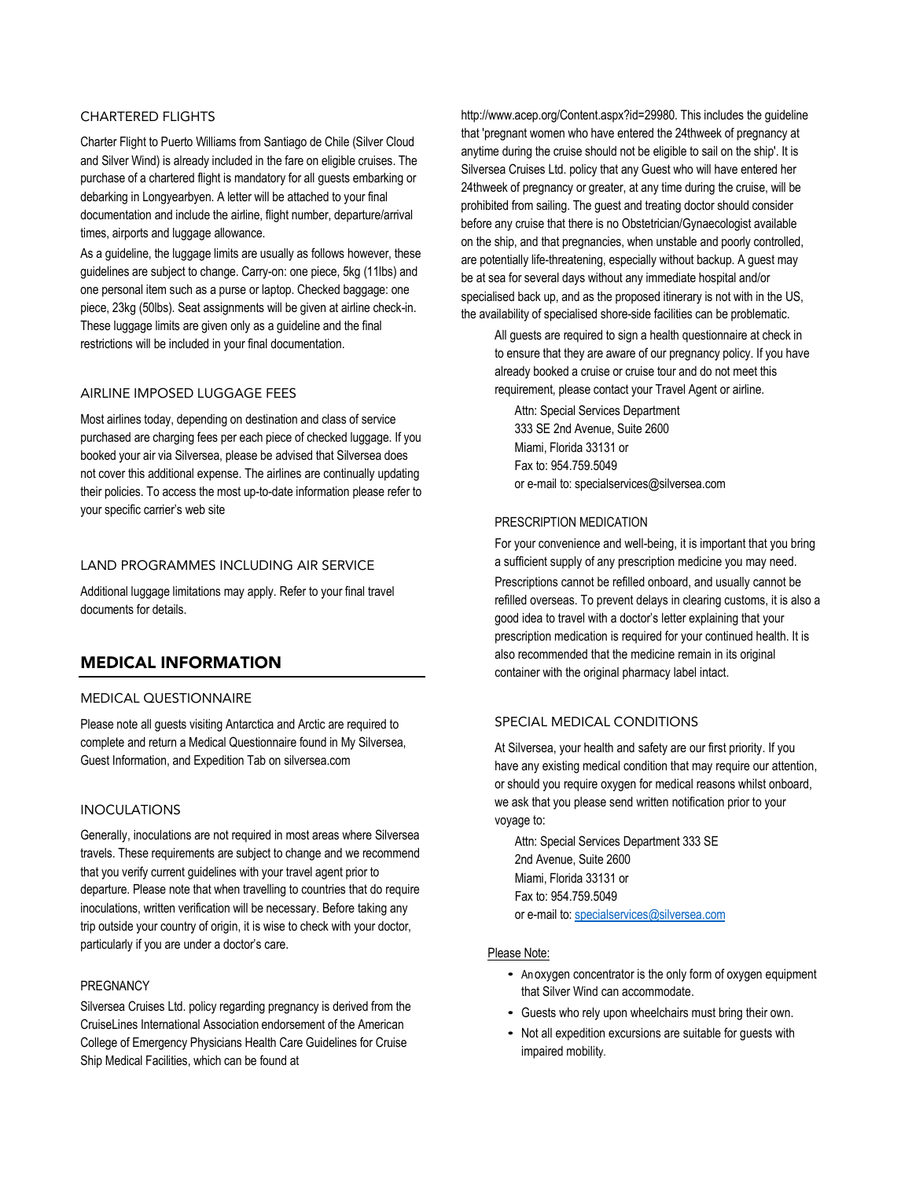### CHARTERED FLIGHTS

Charter Flight to Puerto Williams from Santiago de Chile (Silver Cloud and Silver Wind) is already included in the fare on eligible cruises. The purchase of a chartered flight is mandatory for all guests embarking or debarking in Longyearbyen. A letter will be attached to your final documentation and include the airline, flight number, departure/arrival times, airports and luggage allowance.

As a guideline, the luggage limits are usually as follows however, these guidelines are subject to change. Carry-on: one piece, 5kg (11lbs) and one personal item such as a purse or laptop. Checked baggage: one piece, 23kg (50lbs). Seat assignments will be given at airline check-in. These luggage limits are given only as a guideline and the final restrictions will be included in your final documentation.

### AIRLINE IMPOSED LUGGAGE FEES

Most airlines today, depending on destination and class of service purchased are charging fees per each piece of checked luggage. If you booked your air via Silversea, please be advised that Silversea does not cover this additional expense. The airlines are continually updating their policies. To access the most up-to-date information please refer to your specific carrier's web site

### LAND PROGRAMMES INCLUDING AIR SERVICE

Additional luggage limitations may apply. Refer to your final travel documents for details.

## MEDICAL INFORMATION

### MEDICAL QUESTIONNAIRE

Please note all guests visiting Antarctica and Arctic are required to complete and return a Medical Questionnaire found in My Silversea, Guest Information, and Expedition Tab on silversea.com

### INOCULATIONS

Generally, inoculations are not required in most areas where Silversea travels. These requirements are subject to change and we recommend that you verify current guidelines with your travel agent prior to departure. Please note that when travelling to countries that do require inoculations, written verification will be necessary. Before taking any trip outside your country of origin, it is wise to check with your doctor, particularly if you are under a doctor's care.

### PREGNANCY

Silversea Cruises Ltd. policy regarding pregnancy is derived from the CruiseLines International Association endorsement of the American College of Emergency Physicians Health Care Guidelines for Cruise Ship Medical Facilities, which can be found at http://www.acep.org/Content.aspx?id=29980. This includes the guideline that 'pregnant women who have entered the 24thweek of pregnancy at anytime during the cruise should not be eligible to sail on the ship'. It is Silversea Cruises Ltd. policy that any Guest who will have entered her 24thweek of pregnancy or greater, at any time during the cruise, will be prohibited from sailing. The guest and treating doctor should consider before any cruise that there is no Obstetrician/Gynaecologist available on the ship, and that pregnancies, when unstable and poorly controlled, are potentially life-threatening, especially without backup. A guest may be at sea for several days without any immediate hospital and/or specialised back up, and as the proposed itinerary is not with in the US, the availability of specialised shore-side facilities can be problematic.

All guests are required to sign a health questionnaire at check in to ensure that they are aware of our pregnancy policy. If you have already booked a cruise or cruise tour and do not meet this requirement, please contact your Travel Agent or airline.

Attn: Special Services Department
333 SE 2nd Avenue, Suite 2600
Miami, Florida 33131 or
Fax to: 954.759.5049
or e-mail to: specialservices@silversea.com

### PRESCRIPTION MEDICATION

For your convenience and well-being, it is important that you bring a sufficient supply of any prescription medicine you may need. Prescriptions cannot be refilled onboard, and usually cannot be refilled overseas. To prevent delays in clearing customs, it is also a good idea to travel with a doctor's letter explaining that your prescription medication is required for your continued health. It is also recommended that the medicine remain in its original container with the original pharmacy label intact.

### SPECIAL MEDICAL CONDITIONS

At Silversea, your health and safety are our first priority. If you have any existing medical condition that may require our attention, or should you require oxygen for medical reasons whilst onboard, we ask that you please send written notification prior to your voyage to:

Attn: Special Services Department 333 SE
2nd Avenue, Suite 2600
Miami, Florida 33131 or
Fax to: 954.759.5049
or e-mail to: specialservices@silversea.com

Please Note:

- An oxygen concentrator is the only form of oxygen equipment that Silver Wind can accommodate.
- Guests who rely upon wheelchairs must bring their own.
- Not all expedition excursions are suitable for guests with impaired mobility.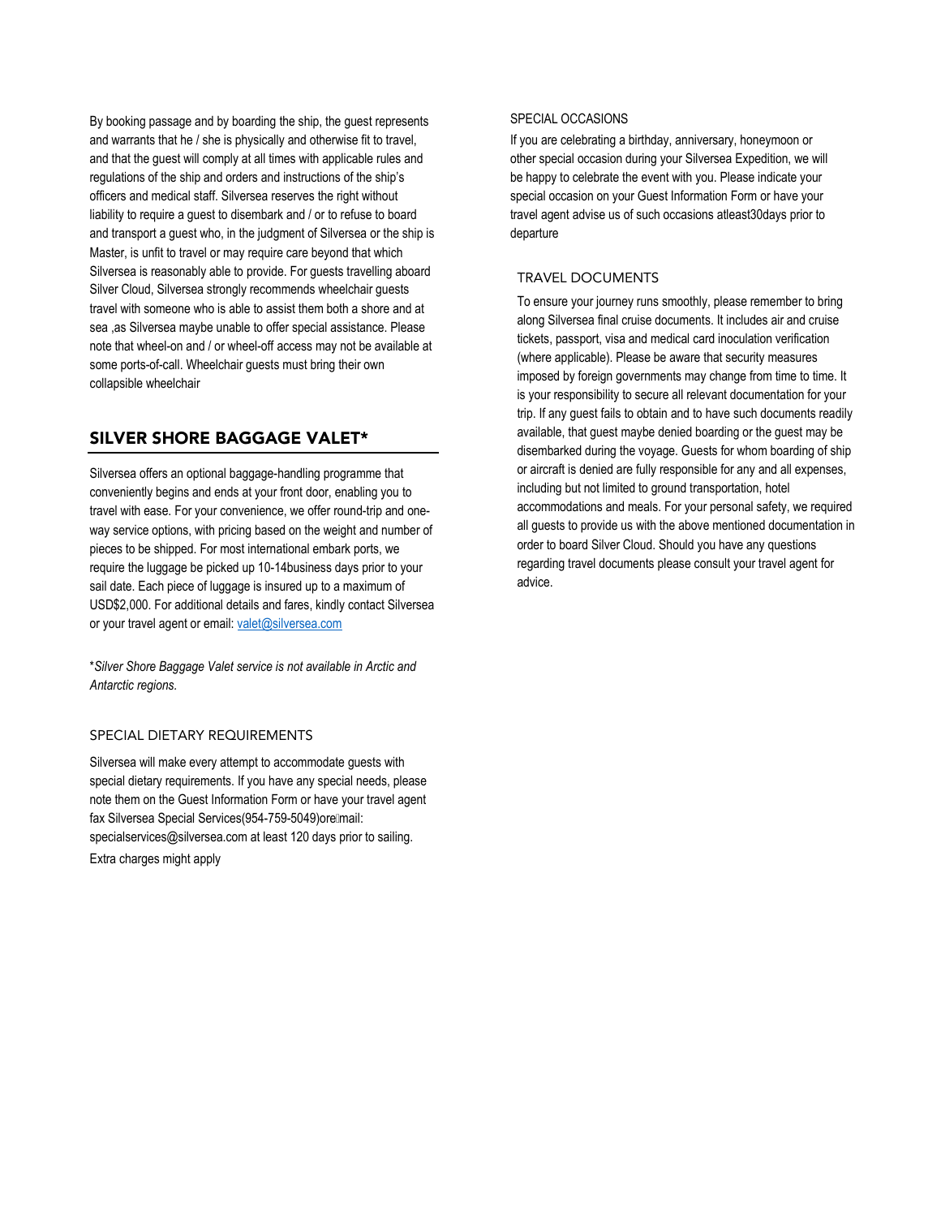By booking passage and by boarding the ship, the guest represents and warrants that he / she is physically and otherwise fit to travel, and that the guest will comply at all times with applicable rules and regulations of the ship and orders and instructions of the ship's officers and medical staff. Silversea reserves the right without liability to require a guest to disembark and / or to refuse to board and transport a guest who, in the judgment of Silversea or the ship is Master, is unfit to travel or may require care beyond that which Silversea is reasonably able to provide. For guests travelling aboard Silver Cloud, Silversea strongly recommends wheelchair guests travel with someone who is able to assist them both a shore and at sea ,as Silversea maybe unable to offer special assistance. Please note that wheel-on and / or wheel-off access may not be available at some ports-of-call. Wheelchair guests must bring their own collapsible wheelchair

## SILVER SHORE BAGGAGE VALET*

Silversea offers an optional baggage-handling programme that conveniently begins and ends at your front door, enabling you to travel with ease. For your convenience, we offer round-trip and one-way service options, with pricing based on the weight and number of pieces to be shipped. For most international embark ports, we require the luggage be picked up 10-14business days prior to your sail date. Each piece of luggage is insured up to a maximum of USD$2,000. For additional details and fares, kindly contact Silversea or your travel agent or email: valet@silversea.com

**Silver Shore Baggage Valet service is not available in Arctic and Antarctic regions.*

### SPECIAL DIETARY REQUIREMENTS

Silversea will make every attempt to accommodate guests with special dietary requirements. If you have any special needs, please note them on the Guest Information Form or have your travel agent fax Silversea Special Services(954-759-5049)ore mail: specialservices@silversea.com at least 120 days prior to sailing. Extra charges might apply

### SPECIAL OCCASIONS

If you are celebrating a birthday, anniversary, honeymoon or other special occasion during your Silversea Expedition, we will be happy to celebrate the event with you. Please indicate your special occasion on your Guest Information Form or have your travel agent advise us of such occasions atleast30days prior to departure

### TRAVEL DOCUMENTS

To ensure your journey runs smoothly, please remember to bring along Silversea final cruise documents. It includes air and cruise tickets, passport, visa and medical card inoculation verification (where applicable). Please be aware that security measures imposed by foreign governments may change from time to time. It is your responsibility to secure all relevant documentation for your trip. If any guest fails to obtain and to have such documents readily available, that guest maybe denied boarding or the guest may be disembarked during the voyage. Guests for whom boarding of ship or aircraft is denied are fully responsible for any and all expenses, including but not limited to ground transportation, hotel accommodations and meals. For your personal safety, we required all guests to provide us with the above mentioned documentation in order to board Silver Cloud. Should you have any questions regarding travel documents please consult your travel agent for advice.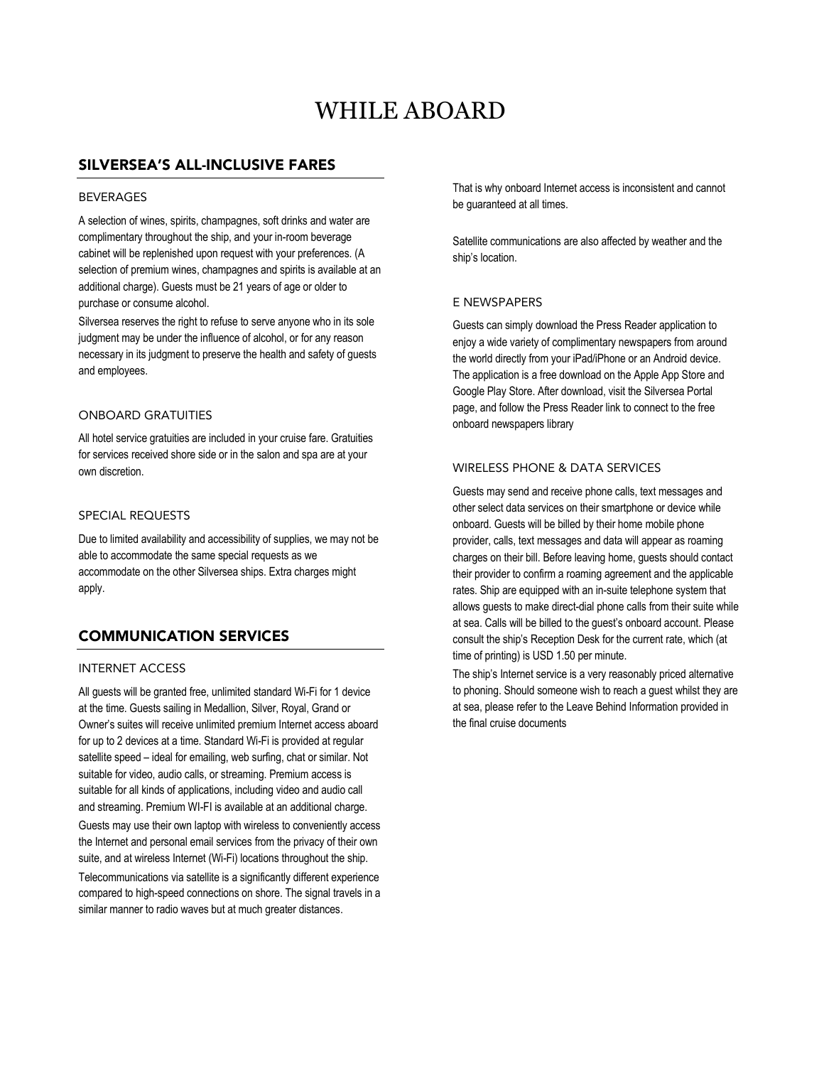# WHILE ABOARD

## SILVERSEA'S ALL-INCLUSIVE FARES

### BEVERAGES

A selection of wines, spirits, champagnes, soft drinks and water are complimentary throughout the ship, and your in-room beverage cabinet will be replenished upon request with your preferences. (A selection of premium wines, champagnes and spirits is available at an additional charge). Guests must be 21 years of age or older to purchase or consume alcohol.

Silversea reserves the right to refuse to serve anyone who in its sole judgment may be under the influence of alcohol, or for any reason necessary in its judgment to preserve the health and safety of guests and employees.

### ONBOARD GRATUITIES

All hotel service gratuities are included in your cruise fare. Gratuities for services received shore side or in the salon and spa are at your own discretion.

### SPECIAL REQUESTS

Due to limited availability and accessibility of supplies, we may not be able to accommodate the same special requests as we accommodate on the other Silversea ships. Extra charges might apply.

## COMMUNICATION SERVICES

### INTERNET ACCESS

All guests will be granted free, unlimited standard Wi-Fi for 1 device at the time. Guests sailing in Medallion, Silver, Royal, Grand or Owner's suites will receive unlimited premium Internet access aboard for up to 2 devices at a time. Standard Wi-Fi is provided at regular satellite speed – ideal for emailing, web surfing, chat or similar. Not suitable for video, audio calls, or streaming. Premium access is suitable for all kinds of applications, including video and audio call and streaming. Premium WI-FI is available at an additional charge.

Guests may use their own laptop with wireless to conveniently access the Internet and personal email services from the privacy of their own suite, and at wireless Internet (Wi-Fi) locations throughout the ship.

Telecommunications via satellite is a significantly different experience compared to high-speed connections on shore. The signal travels in a similar manner to radio waves but at much greater distances.

That is why onboard Internet access is inconsistent and cannot be guaranteed at all times.

Satellite communications are also affected by weather and the ship's location.

### E NEWSPAPERS

Guests can simply download the Press Reader application to enjoy a wide variety of complimentary newspapers from around the world directly from your iPad/iPhone or an Android device. The application is a free download on the Apple App Store and Google Play Store. After download, visit the Silversea Portal page, and follow the Press Reader link to connect to the free onboard newspapers library

### WIRELESS PHONE & DATA SERVICES

Guests may send and receive phone calls, text messages and other select data services on their smartphone or device while onboard. Guests will be billed by their home mobile phone provider, calls, text messages and data will appear as roaming charges on their bill. Before leaving home, guests should contact their provider to confirm a roaming agreement and the applicable rates. Ship are equipped with an in-suite telephone system that allows guests to make direct-dial phone calls from their suite while at sea. Calls will be billed to the guest's onboard account. Please consult the ship's Reception Desk for the current rate, which (at time of printing) is USD 1.50 per minute.

The ship's Internet service is a very reasonably priced alternative to phoning. Should someone wish to reach a guest whilst they are at sea, please refer to the Leave Behind Information provided in the final cruise documents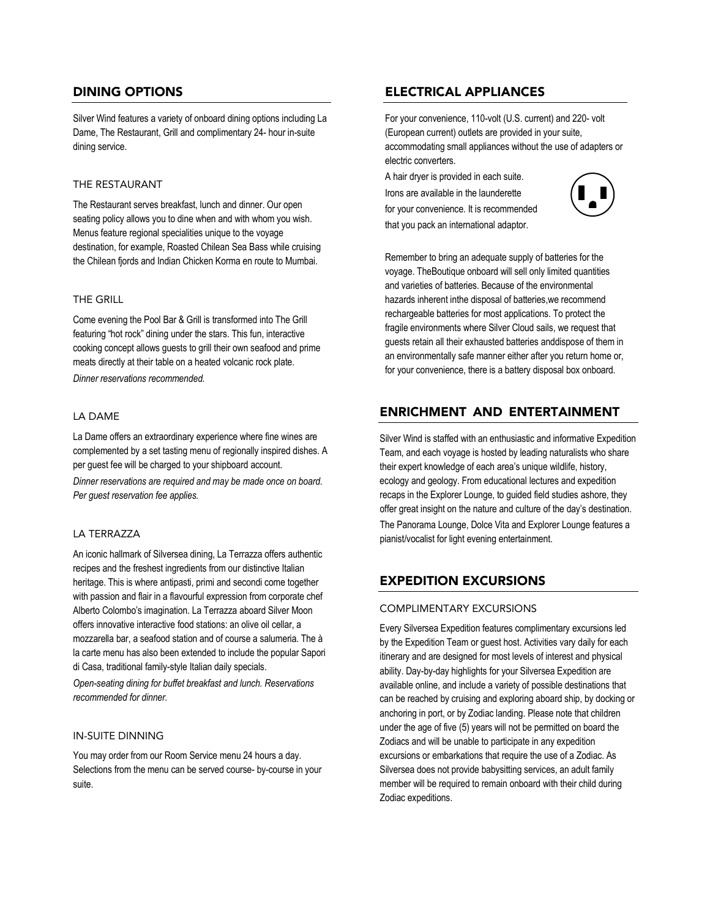## DINING OPTIONS

Silver Wind features a variety of onboard dining options including La Dame, The Restaurant, Grill and complimentary 24- hour in-suite dining service.

### THE RESTAURANT

The Restaurant serves breakfast, lunch and dinner. Our open seating policy allows you to dine when and with whom you wish. Menus feature regional specialities unique to the voyage destination, for example, Roasted Chilean Sea Bass while cruising the Chilean fjords and Indian Chicken Korma en route to Mumbai.

### THE GRILL

Come evening the Pool Bar & Grill is transformed into The Grill featuring "hot rock" dining under the stars. This fun, interactive cooking concept allows guests to grill their own seafood and prime meats directly at their table on a heated volcanic rock plate.

*Dinner reservations recommended.*

### LA DAME

La Dame offers an extraordinary experience where fine wines are complemented by a set tasting menu of regionally inspired dishes. A per guest fee will be charged to your shipboard account.

*Dinner reservations are required and may be made once on board. Per guest reservation fee applies.*

### LA TERRAZZA

An iconic hallmark of Silversea dining, La Terrazza offers authentic recipes and the freshest ingredients from our distinctive Italian heritage. This is where antipasti, primi and secondi come together with passion and flair in a flavourful expression from corporate chef Alberto Colombo's imagination. La Terrazza aboard Silver Moon offers innovative interactive food stations: an olive oil cellar, a mozzarella bar, a seafood station and of course a salumeria. The à la carte menu has also been extended to include the popular Sapori di Casa, traditional family-style Italian daily specials.

*Open-seating dining for buffet breakfast and lunch. Reservations recommended for dinner.*

### IN-SUITE DINNING

You may order from our Room Service menu 24 hours a day. Selections from the menu can be served course- by-course in your suite.

## ELECTRICAL APPLIANCES

For your convenience, 110-volt (U.S. current) and 220- volt (European current) outlets are provided in your suite, accommodating small appliances without the use of adapters or electric converters.

A hair dryer is provided in each suite. Irons are available in the launderette for your convenience. It is recommended that you pack an international adaptor.

Remember to bring an adequate supply of batteries for the voyage. TheBoutique onboard will sell only limited quantities and varieties of batteries. Because of the environmental hazards inherent inthe disposal of batteries,we recommend rechargeable batteries for most applications. To protect the fragile environments where Silver Cloud sails, we request that guests retain all their exhausted batteries anddispose of them in an environmentally safe manner either after you return home or, for your convenience, there is a battery disposal box onboard.

## ENRICHMENT AND ENTERTAINMENT

Silver Wind is staffed with an enthusiastic and informative Expedition Team, and each voyage is hosted by leading naturalists who share their expert knowledge of each area's unique wildlife, history, ecology and geology. From educational lectures and expedition recaps in the Explorer Lounge, to guided field studies ashore, they offer great insight on the nature and culture of the day's destination. The Panorama Lounge, Dolce Vita and Explorer Lounge features a pianist/vocalist for light evening entertainment.

## EXPEDITION EXCURSIONS

### COMPLIMENTARY EXCURSIONS

Every Silversea Expedition features complimentary excursions led by the Expedition Team or guest host. Activities vary daily for each itinerary and are designed for most levels of interest and physical ability. Day-by-day highlights for your Silversea Expedition are available online, and include a variety of possible destinations that can be reached by cruising and exploring aboard ship, by docking or anchoring in port, or by Zodiac landing. Please note that children under the age of five (5) years will not be permitted on board the Zodiacs and will be unable to participate in any expedition excursions or embarkations that require the use of a Zodiac. As Silversea does not provide babysitting services, an adult family member will be required to remain onboard with their child during Zodiac expeditions.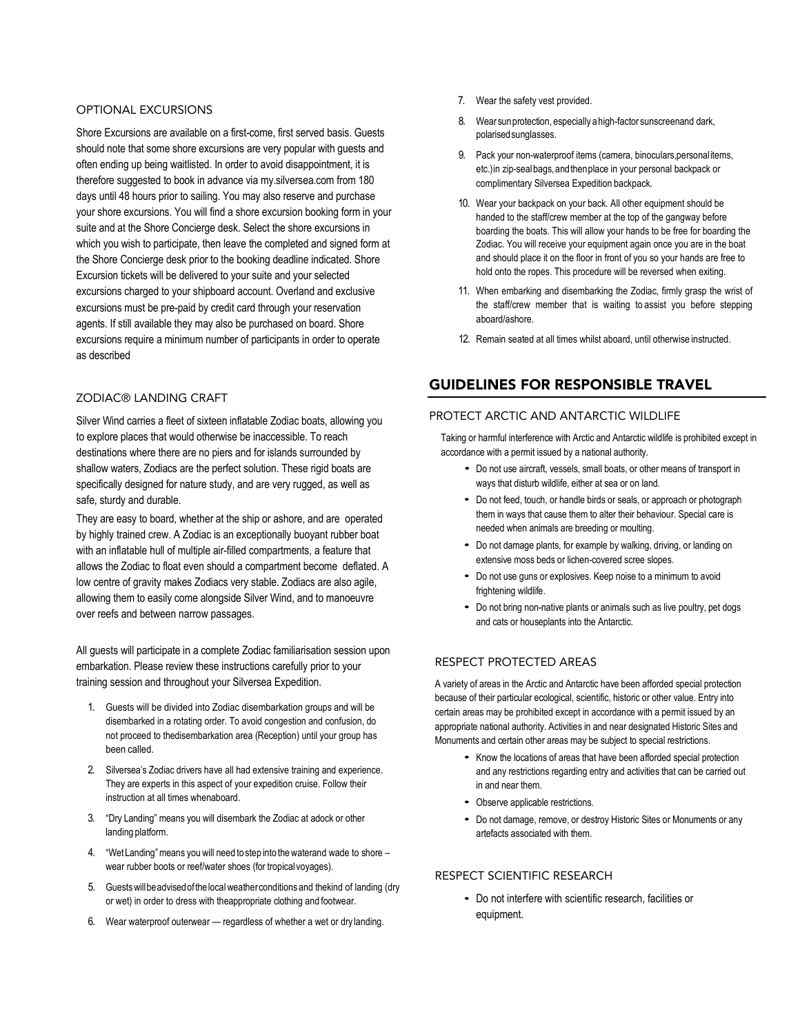### OPTIONAL EXCURSIONS

Shore Excursions are available on a first-come, first served basis. Guests should note that some shore excursions are very popular with guests and often ending up being waitlisted. In order to avoid disappointment, it is therefore suggested to book in advance via my.silversea.com from 180 days until 48 hours prior to sailing. You may also reserve and purchase your shore excursions. You will find a shore excursion booking form in your suite and at the Shore Concierge desk. Select the shore excursions in which you wish to participate, then leave the completed and signed form at the Shore Concierge desk prior to the booking deadline indicated. Shore Excursion tickets will be delivered to your suite and your selected excursions charged to your shipboard account. Overland and exclusive excursions must be pre-paid by credit card through your reservation agents. If still available they may also be purchased on board. Shore excursions require a minimum number of participants in order to operate as described

### ZODIAC® LANDING CRAFT

Silver Wind carries a fleet of sixteen inflatable Zodiac boats, allowing you to explore places that would otherwise be inaccessible. To reach destinations where there are no piers and for islands surrounded by shallow waters, Zodiacs are the perfect solution. These rigid boats are specifically designed for nature study, and are very rugged, as well as safe, sturdy and durable.

They are easy to board, whether at the ship or ashore, and are operated by highly trained crew. A Zodiac is an exceptionally buoyant rubber boat with an inflatable hull of multiple air-filled compartments, a feature that allows the Zodiac to float even should a compartment become deflated. A low centre of gravity makes Zodiacs very stable. Zodiacs are also agile, allowing them to easily come alongside Silver Wind, and to manoeuvre over reefs and between narrow passages.

All guests will participate in a complete Zodiac familiarisation session upon embarkation. Please review these instructions carefully prior to your training session and throughout your Silversea Expedition.

1. Guests will be divided into Zodiac disembarkation groups and will be disembarked in a rotating order. To avoid congestion and confusion, do not proceed to thedisembarkation area (Reception) until your group has been called.
2. Silversea's Zodiac drivers have all had extensive training and experience. They are experts in this aspect of your expedition cruise. Follow their instruction at all times whenaboard.
3. "Dry Landing" means you will disembark the Zodiac at adock or other landing platform.
4. "Wet Landing" means you will need to step into the waterand wade to shore – wear rubber boots or reef/water shoes (for tropical voyages).
5. Guests will be advised of the local weather conditions and thekind of landing (dry or wet) in order to dress with theappropriate clothing and footwear.
6. Wear waterproof outerwear — regardless of whether a wet or dry landing.
7. Wear the safety vest provided.
8. Wear sun protection, especially a high-factor sunscreenand dark, polarised sunglasses.
9. Pack your non-waterproof items (camera, binoculars,personal items, etc.)in zip-seal bags, and then place in your personal backpack or complimentary Silversea Expedition backpack.
10. Wear your backpack on your back. All other equipment should be handed to the staff/crew member at the top of the gangway before boarding the boats. This will allow your hands to be free for boarding the Zodiac. You will receive your equipment again once you are in the boat and should place it on the floor in front of you so your hands are free to hold onto the ropes. This procedure will be reversed when exiting.
11. When embarking and disembarking the Zodiac, firmly grasp the wrist of the staff/crew member that is waiting to assist you before stepping aboard/ashore.
12. Remain seated at all times whilst aboard, until otherwise instructed.

## GUIDELINES FOR RESPONSIBLE TRAVEL

### PROTECT ARCTIC AND ANTARCTIC WILDLIFE

Taking or harmful interference with Arctic and Antarctic wildlife is prohibited except in accordance with a permit issued by a national authority.

- Do not use aircraft, vessels, small boats, or other means of transport in ways that disturb wildlife, either at sea or on land.
- Do not feed, touch, or handle birds or seals, or approach or photograph them in ways that cause them to alter their behaviour. Special care is needed when animals are breeding or moulting.
- Do not damage plants, for example by walking, driving, or landing on extensive moss beds or lichen-covered scree slopes.
- Do not use guns or explosives. Keep noise to a minimum to avoid frightening wildlife.
- Do not bring non-native plants or animals such as live poultry, pet dogs and cats or houseplants into the Antarctic.

### RESPECT PROTECTED AREAS

A variety of areas in the Arctic and Antarctic have been afforded special protection because of their particular ecological, scientific, historic or other value. Entry into certain areas may be prohibited except in accordance with a permit issued by an appropriate national authority. Activities in and near designated Historic Sites and Monuments and certain other areas may be subject to special restrictions.

- Know the locations of areas that have been afforded special protection and any restrictions regarding entry and activities that can be carried out in and near them.
- Observe applicable restrictions.
- Do not damage, remove, or destroy Historic Sites or Monuments or any artefacts associated with them.

### RESPECT SCIENTIFIC RESEARCH

- Do not interfere with scientific research, facilities or equipment.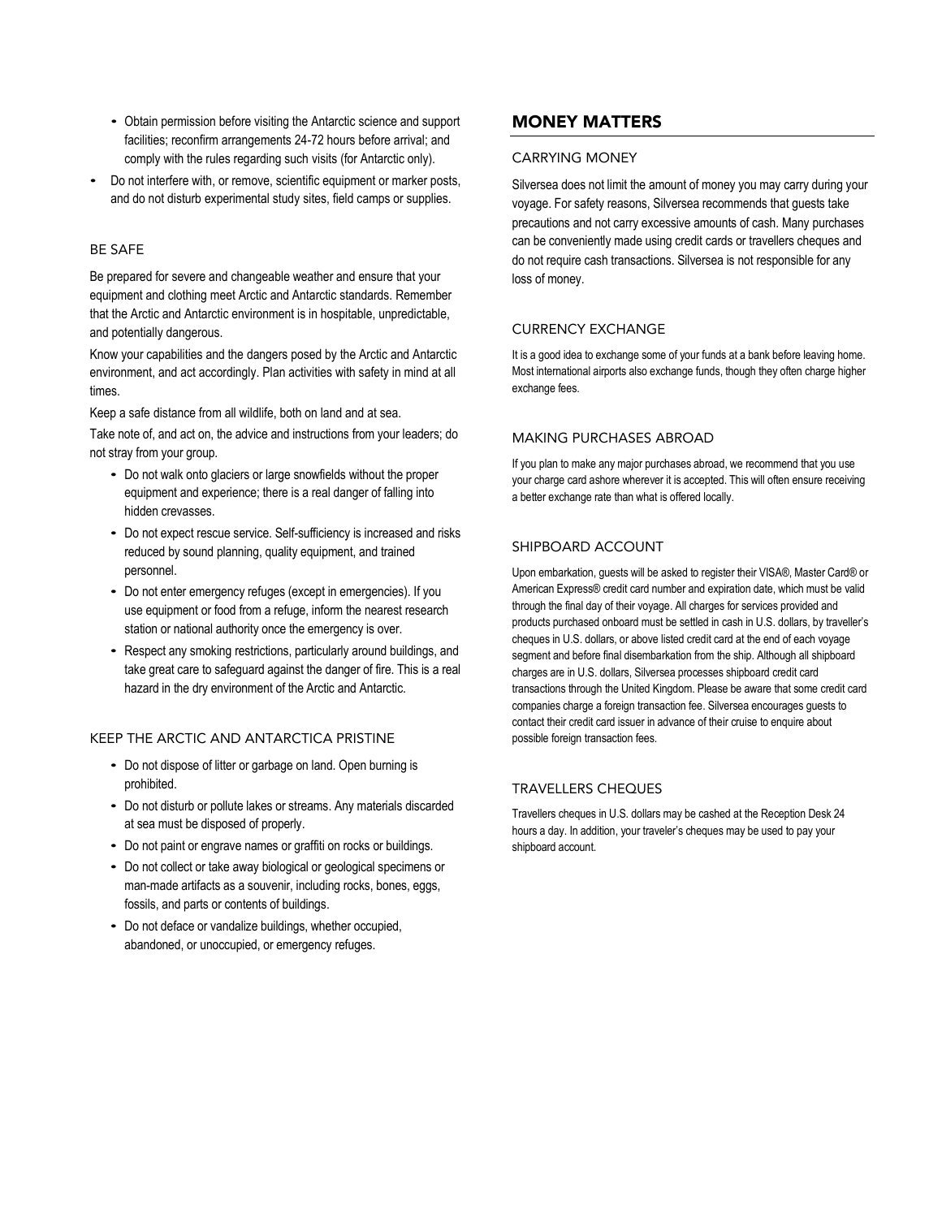- Obtain permission before visiting the Antarctic science and support facilities; reconfirm arrangements 24-72 hours before arrival; and comply with the rules regarding such visits (for Antarctic only).
- Do not interfere with, or remove, scientific equipment or marker posts, and do not disturb experimental study sites, field camps or supplies.

### BE SAFE

Be prepared for severe and changeable weather and ensure that your equipment and clothing meet Arctic and Antarctic standards. Remember that the Arctic and Antarctic environment is in hospitable, unpredictable, and potentially dangerous.

Know your capabilities and the dangers posed by the Arctic and Antarctic environment, and act accordingly. Plan activities with safety in mind at all times.

Keep a safe distance from all wildlife, both on land and at sea.

Take note of, and act on, the advice and instructions from your leaders; do not stray from your group.

- Do not walk onto glaciers or large snowfields without the proper equipment and experience; there is a real danger of falling into hidden crevasses.
- Do not expect rescue service. Self-sufficiency is increased and risks reduced by sound planning, quality equipment, and trained personnel.
- Do not enter emergency refuges (except in emergencies). If you use equipment or food from a refuge, inform the nearest research station or national authority once the emergency is over.
- Respect any smoking restrictions, particularly around buildings, and take great care to safeguard against the danger of fire. This is a real hazard in the dry environment of the Arctic and Antarctic.

### KEEP THE ARCTIC AND ANTARCTICA PRISTINE

- Do not dispose of litter or garbage on land. Open burning is prohibited.
- Do not disturb or pollute lakes or streams. Any materials discarded at sea must be disposed of properly.
- Do not paint or engrave names or graffiti on rocks or buildings.
- Do not collect or take away biological or geological specimens or man-made artifacts as a souvenir, including rocks, bones, eggs, fossils, and parts or contents of buildings.
- Do not deface or vandalize buildings, whether occupied, abandoned, or unoccupied, or emergency refuges.

## MONEY MATTERS

### CARRYING MONEY

Silversea does not limit the amount of money you may carry during your voyage. For safety reasons, Silversea recommends that guests take precautions and not carry excessive amounts of cash. Many purchases can be conveniently made using credit cards or travellers cheques and do not require cash transactions. Silversea is not responsible for any loss of money.

### CURRENCY EXCHANGE

It is a good idea to exchange some of your funds at a bank before leaving home. Most international airports also exchange funds, though they often charge higher exchange fees.

### MAKING PURCHASES ABROAD

If you plan to make any major purchases abroad, we recommend that you use your charge card ashore wherever it is accepted. This will often ensure receiving a better exchange rate than what is offered locally.

### SHIPBOARD ACCOUNT

Upon embarkation, guests will be asked to register their VISA®, Master Card® or American Express® credit card number and expiration date, which must be valid through the final day of their voyage. All charges for services provided and products purchased onboard must be settled in cash in U.S. dollars, by traveller's cheques in U.S. dollars, or above listed credit card at the end of each voyage segment and before final disembarkation from the ship. Although all shipboard charges are in U.S. dollars, Silversea processes shipboard credit card transactions through the United Kingdom. Please be aware that some credit card companies charge a foreign transaction fee. Silversea encourages guests to contact their credit card issuer in advance of their cruise to enquire about possible foreign transaction fees.

### TRAVELLERS CHEQUES

Travellers cheques in U.S. dollars may be cashed at the Reception Desk 24 hours a day. In addition, your traveler's cheques may be used to pay your shipboard account.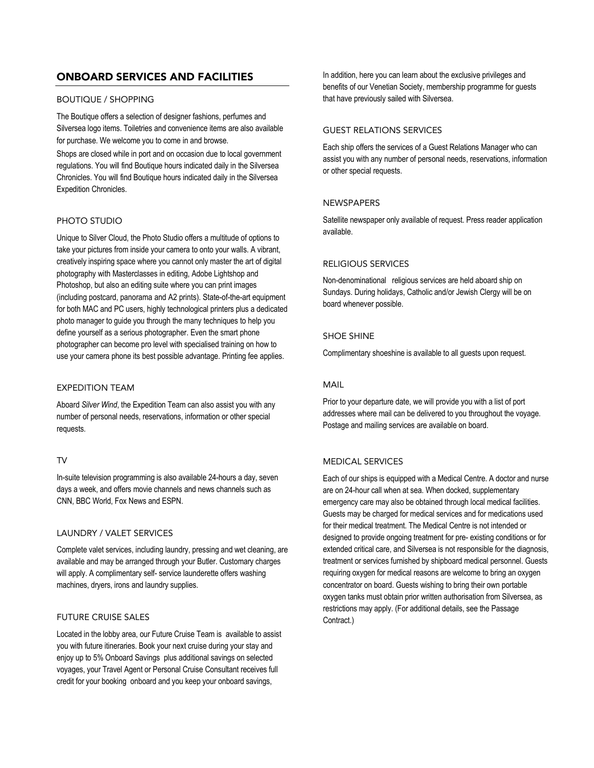## ONBOARD SERVICES AND FACILITIES

### BOUTIQUE / SHOPPING

The Boutique offers a selection of designer fashions, perfumes and Silversea logo items. Toiletries and convenience items are also available for purchase. We welcome you to come in and browse.

Shops are closed while in port and on occasion due to local government regulations. You will find Boutique hours indicated daily in the Silversea Chronicles. You will find Boutique hours indicated daily in the Silversea Expedition Chronicles.

### PHOTO STUDIO

Unique to Silver Cloud, the Photo Studio offers a multitude of options to take your pictures from inside your camera to onto your walls. A vibrant, creatively inspiring space where you cannot only master the art of digital photography with Masterclasses in editing, Adobe Lightshop and Photoshop, but also an editing suite where you can print images (including postcard, panorama and A2 prints). State-of-the-art equipment for both MAC and PC users, highly technological printers plus a dedicated photo manager to guide you through the many techniques to help you define yourself as a serious photographer. Even the smart phone photographer can become pro level with specialised training on how to use your camera phone its best possible advantage. Printing fee applies.

### EXPEDITION TEAM

Aboard *Silver Wind*, the Expedition Team can also assist you with any number of personal needs, reservations, information or other special requests.

### TV

In-suite television programming is also available 24-hours a day, seven days a week, and offers movie channels and news channels such as CNN, BBC World, Fox News and ESPN.

### LAUNDRY / VALET SERVICES

Complete valet services, including laundry, pressing and wet cleaning, are available and may be arranged through your Butler. Customary charges will apply. A complimentary self- service launderette offers washing machines, dryers, irons and laundry supplies.

### FUTURE CRUISE SALES

Located in the lobby area, our Future Cruise Team is available to assist you with future itineraries. Book your next cruise during your stay and enjoy up to 5% Onboard Savings plus additional savings on selected voyages, your Travel Agent or Personal Cruise Consultant receives full credit for your booking onboard and you keep your onboard savings,

In addition, here you can learn about the exclusive privileges and benefits of our Venetian Society, membership programme for guests that have previously sailed with Silversea.

### GUEST RELATIONS SERVICES

Each ship offers the services of a Guest Relations Manager who can assist you with any number of personal needs, reservations, information or other special requests.

### NEWSPAPERS

Satellite newspaper only available of request. Press reader application available.

### RELIGIOUS SERVICES

Non-denominational religious services are held aboard ship on Sundays. During holidays, Catholic and/or Jewish Clergy will be on board whenever possible.

### SHOE SHINE

Complimentary shoeshine is available to all guests upon request.

### MAIL

Prior to your departure date, we will provide you with a list of port addresses where mail can be delivered to you throughout the voyage. Postage and mailing services are available on board.

### MEDICAL SERVICES

Each of our ships is equipped with a Medical Centre. A doctor and nurse are on 24-hour call when at sea. When docked, supplementary emergency care may also be obtained through local medical facilities. Guests may be charged for medical services and for medications used for their medical treatment. The Medical Centre is not intended or designed to provide ongoing treatment for pre- existing conditions or for extended critical care, and Silversea is not responsible for the diagnosis, treatment or services furnished by shipboard medical personnel. Guests requiring oxygen for medical reasons are welcome to bring an oxygen concentrator on board. Guests wishing to bring their own portable oxygen tanks must obtain prior written authorisation from Silversea, as restrictions may apply. (For additional details, see the Passage Contract.)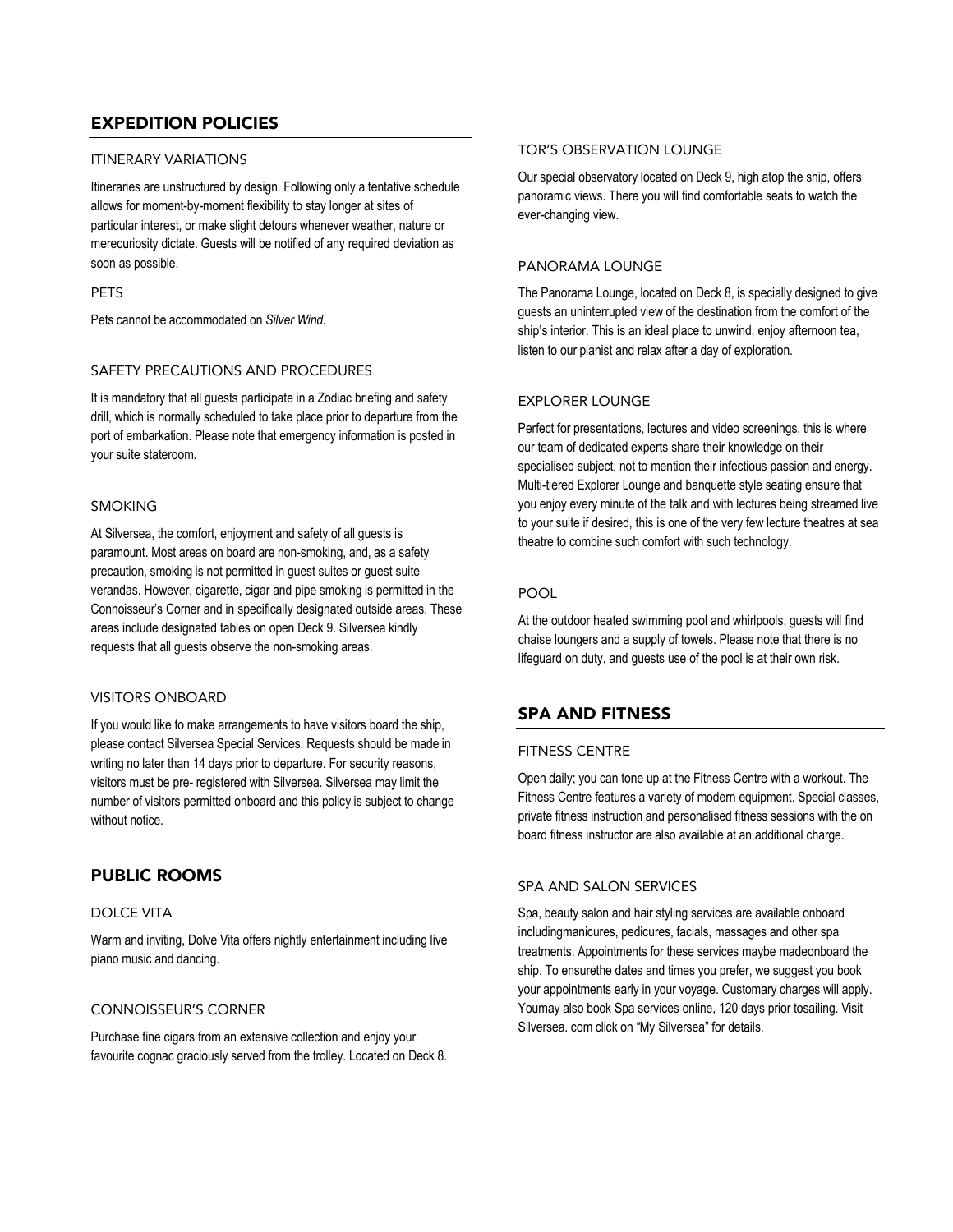## EXPEDITION POLICIES

### ITINERARY VARIATIONS

Itineraries are unstructured by design. Following only a tentative schedule allows for moment-by-moment flexibility to stay longer at sites of particular interest, or make slight detours whenever weather, nature or merecuriosity dictate. Guests will be notified of any required deviation as soon as possible.

### PETS

Pets cannot be accommodated on *Silver Wind*.

### SAFETY PRECAUTIONS AND PROCEDURES

It is mandatory that all guests participate in a Zodiac briefing and safety drill, which is normally scheduled to take place prior to departure from the port of embarkation. Please note that emergency information is posted in your suite stateroom.

### SMOKING

At Silversea, the comfort, enjoyment and safety of all guests is paramount. Most areas on board are non-smoking, and, as a safety precaution, smoking is not permitted in guest suites or guest suite verandas. However, cigarette, cigar and pipe smoking is permitted in the Connoisseur's Corner and in specifically designated outside areas. These areas include designated tables on open Deck 9. Silversea kindly requests that all guests observe the non-smoking areas.

### VISITORS ONBOARD

If you would like to make arrangements to have visitors board the ship, please contact Silversea Special Services. Requests should be made in writing no later than 14 days prior to departure. For security reasons, visitors must be pre- registered with Silversea. Silversea may limit the number of visitors permitted onboard and this policy is subject to change without notice.

## PUBLIC ROOMS

### DOLCE VITA

Warm and inviting, Dolve Vita offers nightly entertainment including live piano music and dancing.

### CONNOISSEUR'S CORNER

Purchase fine cigars from an extensive collection and enjoy your favourite cognac graciously served from the trolley. Located on Deck 8.

### TOR'S OBSERVATION LOUNGE

Our special observatory located on Deck 9, high atop the ship, offers panoramic views. There you will find comfortable seats to watch the ever-changing view.

### PANORAMA LOUNGE

The Panorama Lounge, located on Deck 8, is specially designed to give guests an uninterrupted view of the destination from the comfort of the ship's interior. This is an ideal place to unwind, enjoy afternoon tea, listen to our pianist and relax after a day of exploration.

### EXPLORER LOUNGE

Perfect for presentations, lectures and video screenings, this is where our team of dedicated experts share their knowledge on their specialised subject, not to mention their infectious passion and energy. Multi-tiered Explorer Lounge and banquette style seating ensure that you enjoy every minute of the talk and with lectures being streamed live to your suite if desired, this is one of the very few lecture theatres at sea theatre to combine such comfort with such technology.

### POOL

At the outdoor heated swimming pool and whirlpools, guests will find chaise loungers and a supply of towels. Please note that there is no lifeguard on duty, and guests use of the pool is at their own risk.

## SPA AND FITNESS

### FITNESS CENTRE

Open daily; you can tone up at the Fitness Centre with a workout. The Fitness Centre features a variety of modern equipment. Special classes, private fitness instruction and personalised fitness sessions with the on board fitness instructor are also available at an additional charge.

### SPA AND SALON SERVICES

Spa, beauty salon and hair styling services are available onboard includingmanicures, pedicures, facials, massages and other spa treatments. Appointments for these services maybe madeonboard the ship. To ensurethe dates and times you prefer, we suggest you book your appointments early in your voyage. Customary charges will apply. Youmay also book Spa services online, 120 days prior tosailing. Visit Silversea. com click on "My Silversea" for details.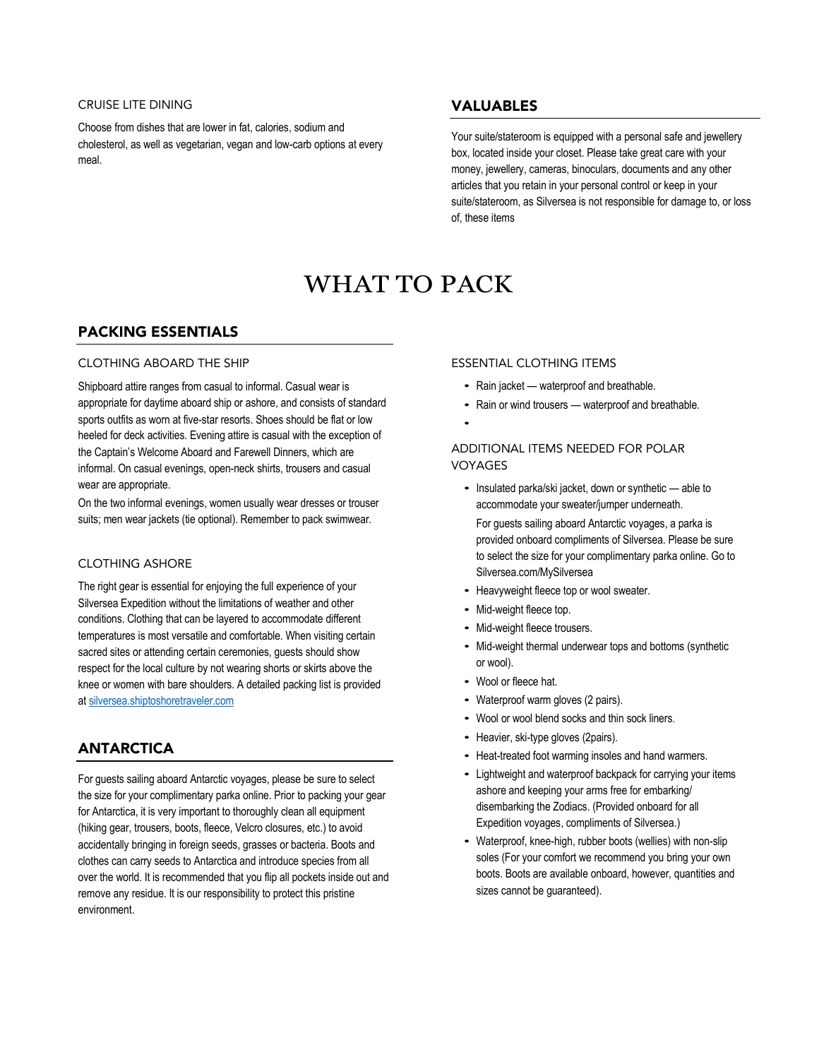### CRUISE LITE DINING

Choose from dishes that are lower in fat, calories, sodium and cholesterol, as well as vegetarian, vegan and low-carb options at every meal.

## VALUABLES

Your suite/stateroom is equipped with a personal safe and jewellery box, located inside your closet. Please take great care with your money, jewellery, cameras, binoculars, documents and any other articles that you retain in your personal control or keep in your suite/stateroom, as Silversea is not responsible for damage to, or loss of, these items

# WHAT TO PACK

## PACKING ESSENTIALS

### CLOTHING ABOARD THE SHIP

Shipboard attire ranges from casual to informal. Casual wear is appropriate for daytime aboard ship or ashore, and consists of standard sports outfits as worn at five-star resorts. Shoes should be flat or low heeled for deck activities. Evening attire is casual with the exception of the Captain's Welcome Aboard and Farewell Dinners, which are informal. On casual evenings, open-neck shirts, trousers and casual wear are appropriate.

On the two informal evenings, women usually wear dresses or trouser suits; men wear jackets (tie optional). Remember to pack swimwear.

### CLOTHING ASHORE

The right gear is essential for enjoying the full experience of your Silversea Expedition without the limitations of weather and other conditions. Clothing that can be layered to accommodate different temperatures is most versatile and comfortable. When visiting certain sacred sites or attending certain ceremonies, guests should show respect for the local culture by not wearing shorts or skirts above the knee or women with bare shoulders. A detailed packing list is provided at [silversea.shiptoshoretraveler.com](silversea.shiptoshoretraveler.com)

## ANTARCTICA

For guests sailing aboard Antarctic voyages, please be sure to select the size for your complimentary parka online. Prior to packing your gear for Antarctica, it is very important to thoroughly clean all equipment (hiking gear, trousers, boots, fleece, Velcro closures, etc.) to avoid accidentally bringing in foreign seeds, grasses or bacteria. Boots and clothes can carry seeds to Antarctica and introduce species from all over the world. It is recommended that you flip all pockets inside out and remove any residue. It is our responsibility to protect this pristine environment.

### ESSENTIAL CLOTHING ITEMS

- Rain jacket — waterproof and breathable.
- Rain or wind trousers — waterproof and breathable.

### ADDITIONAL ITEMS NEEDED FOR POLAR VOYAGES

- Insulated parka/ski jacket, down or synthetic — able to accommodate your sweater/jumper underneath.

  For guests sailing aboard Antarctic voyages, a parka is provided onboard compliments of Silversea. Please be sure to select the size for your complimentary parka online. Go to Silversea.com/MySilversea
- Heavyweight fleece top or wool sweater.
- Mid-weight fleece top.
- Mid-weight fleece trousers.
- Mid-weight thermal underwear tops and bottoms (synthetic or wool).
- Wool or fleece hat.
- Waterproof warm gloves (2 pairs).
- Wool or wool blend socks and thin sock liners.
- Heavier, ski-type gloves (2pairs).
- Heat-treated foot warming insoles and hand warmers.
- Lightweight and waterproof backpack for carrying your items ashore and keeping your arms free for embarking/disembarking the Zodiacs. (Provided onboard for all Expedition voyages, compliments of Silversea.)
- Waterproof, knee-high, rubber boots (wellies) with non-slip soles (For your comfort we recommend you bring your own boots. Boots are available onboard, however, quantities and sizes cannot be guaranteed).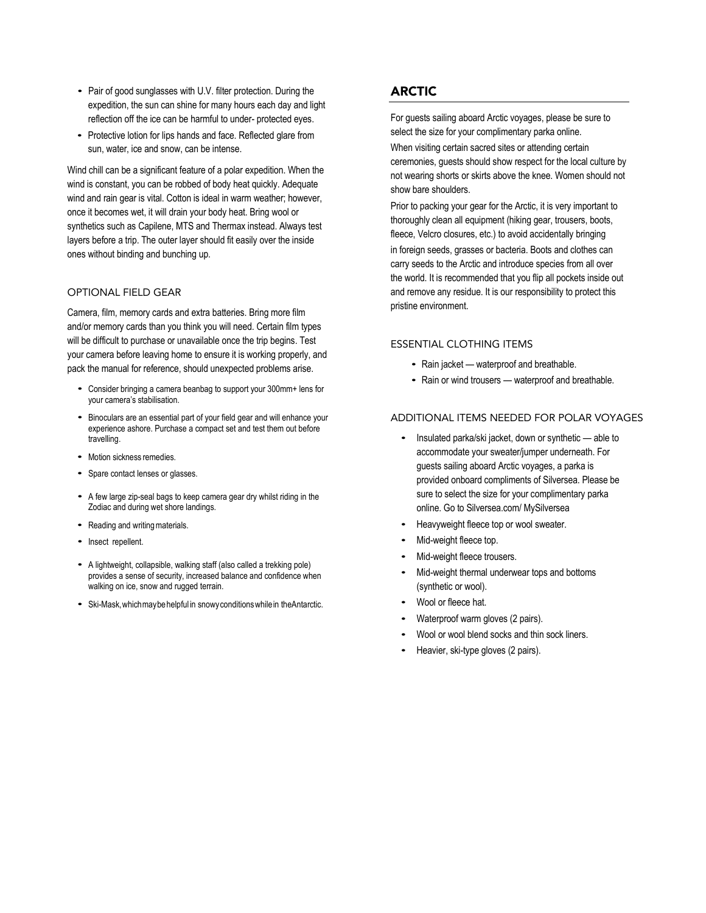- Pair of good sunglasses with U.V. filter protection. During the expedition, the sun can shine for many hours each day and light reflection off the ice can be harmful to under- protected eyes.
- Protective lotion for lips hands and face. Reflected glare from sun, water, ice and snow, can be intense.

Wind chill can be a significant feature of a polar expedition. When the wind is constant, you can be robbed of body heat quickly. Adequate wind and rain gear is vital. Cotton is ideal in warm weather; however, once it becomes wet, it will drain your body heat. Bring wool or synthetics such as Capilene, MTS and Thermax instead. Always test layers before a trip. The outer layer should fit easily over the inside ones without binding and bunching up.

### OPTIONAL FIELD GEAR

Camera, film, memory cards and extra batteries. Bring more film and/or memory cards than you think you will need. Certain film types will be difficult to purchase or unavailable once the trip begins. Test your camera before leaving home to ensure it is working properly, and pack the manual for reference, should unexpected problems arise.

- Consider bringing a camera beanbag to support your 300mm+ lens for your camera's stabilisation.
- Binoculars are an essential part of your field gear and will enhance your experience ashore. Purchase a compact set and test them out before travelling.
- Motion sickness remedies.
- Spare contact lenses or glasses.
- A few large zip-seal bags to keep camera gear dry whilst riding in the Zodiac and during wet shore landings.
- Reading and writing materials.
- Insect repellent.
- A lightweight, collapsible, walking staff (also called a trekking pole) provides a sense of security, increased balance and confidence when walking on ice, snow and rugged terrain.
- Ski-Mask, which may be helpful in snowy conditions while in the Antarctic.

## ARCTIC

For guests sailing aboard Arctic voyages, please be sure to select the size for your complimentary parka online.

When visiting certain sacred sites or attending certain ceremonies, guests should show respect for the local culture by not wearing shorts or skirts above the knee. Women should not show bare shoulders.

Prior to packing your gear for the Arctic, it is very important to thoroughly clean all equipment (hiking gear, trousers, boots, fleece, Velcro closures, etc.) to avoid accidentally bringing in foreign seeds, grasses or bacteria. Boots and clothes can carry seeds to the Arctic and introduce species from all over the world. It is recommended that you flip all pockets inside out and remove any residue. It is our responsibility to protect this pristine environment.

### ESSENTIAL CLOTHING ITEMS

- Rain jacket — waterproof and breathable.
- Rain or wind trousers — waterproof and breathable.

### ADDITIONAL ITEMS NEEDED FOR POLAR VOYAGES

- Insulated parka/ski jacket, down or synthetic — able to accommodate your sweater/jumper underneath. For guests sailing aboard Arctic voyages, a parka is provided onboard compliments of Silversea. Please be sure to select the size for your complimentary parka online. Go to Silversea.com/ MySilversea
- Heavyweight fleece top or wool sweater.
- Mid-weight fleece top.
- Mid-weight fleece trousers.
- Mid-weight thermal underwear tops and bottoms (synthetic or wool).
- Wool or fleece hat.
- Waterproof warm gloves (2 pairs).
- Wool or wool blend socks and thin sock liners.
- Heavier, ski-type gloves (2 pairs).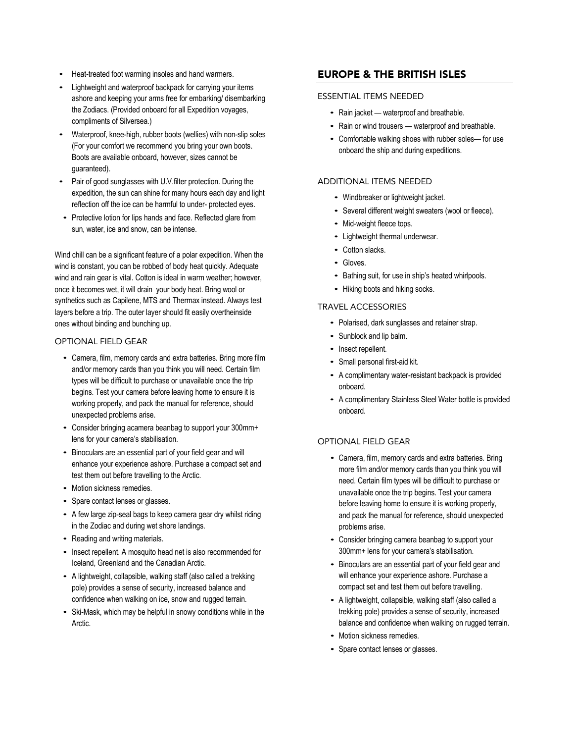- Heat-treated foot warming insoles and hand warmers.
- Lightweight and waterproof backpack for carrying your items ashore and keeping your arms free for embarking/ disembarking the Zodiacs. (Provided onboard for all Expedition voyages, compliments of Silversea.)
- Waterproof, knee-high, rubber boots (wellies) with non-slip soles (For your comfort we recommend you bring your own boots. Boots are available onboard, however, sizes cannot be guaranteed).
- Pair of good sunglasses with U.V.filter protection. During the expedition, the sun can shine for many hours each day and light reflection off the ice can be harmful to under- protected eyes.
- Protective lotion for lips hands and face. Reflected glare from sun, water, ice and snow, can be intense.

Wind chill can be a significant feature of a polar expedition. When the wind is constant, you can be robbed of body heat quickly. Adequate wind and rain gear is vital. Cotton is ideal in warm weather; however, once it becomes wet, it will drain your body heat. Bring wool or synthetics such as Capilene, MTS and Thermax instead. Always test layers before a trip. The outer layer should fit easily overtheinside ones without binding and bunching up.

### OPTIONAL FIELD GEAR

- Camera, film, memory cards and extra batteries. Bring more film and/or memory cards than you think you will need. Certain film types will be difficult to purchase or unavailable once the trip begins. Test your camera before leaving home to ensure it is working properly, and pack the manual for reference, should unexpected problems arise.
- Consider bringing acamera beanbag to support your 300mm+ lens for your camera's stabilisation.
- Binoculars are an essential part of your field gear and will enhance your experience ashore. Purchase a compact set and test them out before travelling to the Arctic.
- Motion sickness remedies.
- Spare contact lenses or glasses.
- A few large zip-seal bags to keep camera gear dry whilst riding in the Zodiac and during wet shore landings.
- Reading and writing materials.
- Insect repellent. A mosquito head net is also recommended for Iceland, Greenland and the Canadian Arctic.
- A lightweight, collapsible, walking staff (also called a trekking pole) provides a sense of security, increased balance and confidence when walking on ice, snow and rugged terrain.
- Ski-Mask, which may be helpful in snowy conditions while in the Arctic.

## EUROPE & THE BRITISH ISLES

### ESSENTIAL ITEMS NEEDED

- Rain jacket — waterproof and breathable.
- Rain or wind trousers — waterproof and breathable.
- Comfortable walking shoes with rubber soles— for use onboard the ship and during expeditions.

### ADDITIONAL ITEMS NEEDED

- Windbreaker or lightweight jacket.
- Several different weight sweaters (wool or fleece).
- Mid-weight fleece tops.
- Lightweight thermal underwear.
- Cotton slacks.
- Gloves.
- Bathing suit, for use in ship's heated whirlpools.
- Hiking boots and hiking socks.

### TRAVEL ACCESSORIES

- Polarised, dark sunglasses and retainer strap.
- Sunblock and lip balm.
- Insect repellent.
- Small personal first-aid kit.
- A complimentary water-resistant backpack is provided onboard.
- A complimentary Stainless Steel Water bottle is provided onboard.

### OPTIONAL FIELD GEAR

- Camera, film, memory cards and extra batteries. Bring more film and/or memory cards than you think you will need. Certain film types will be difficult to purchase or unavailable once the trip begins. Test your camera before leaving home to ensure it is working properly, and pack the manual for reference, should unexpected problems arise.
- Consider bringing camera beanbag to support your 300mm+ lens for your camera's stabilisation.
- Binoculars are an essential part of your field gear and will enhance your experience ashore. Purchase a compact set and test them out before travelling.
- A lightweight, collapsible, walking staff (also called a trekking pole) provides a sense of security, increased balance and confidence when walking on rugged terrain.
- Motion sickness remedies.
- Spare contact lenses or glasses.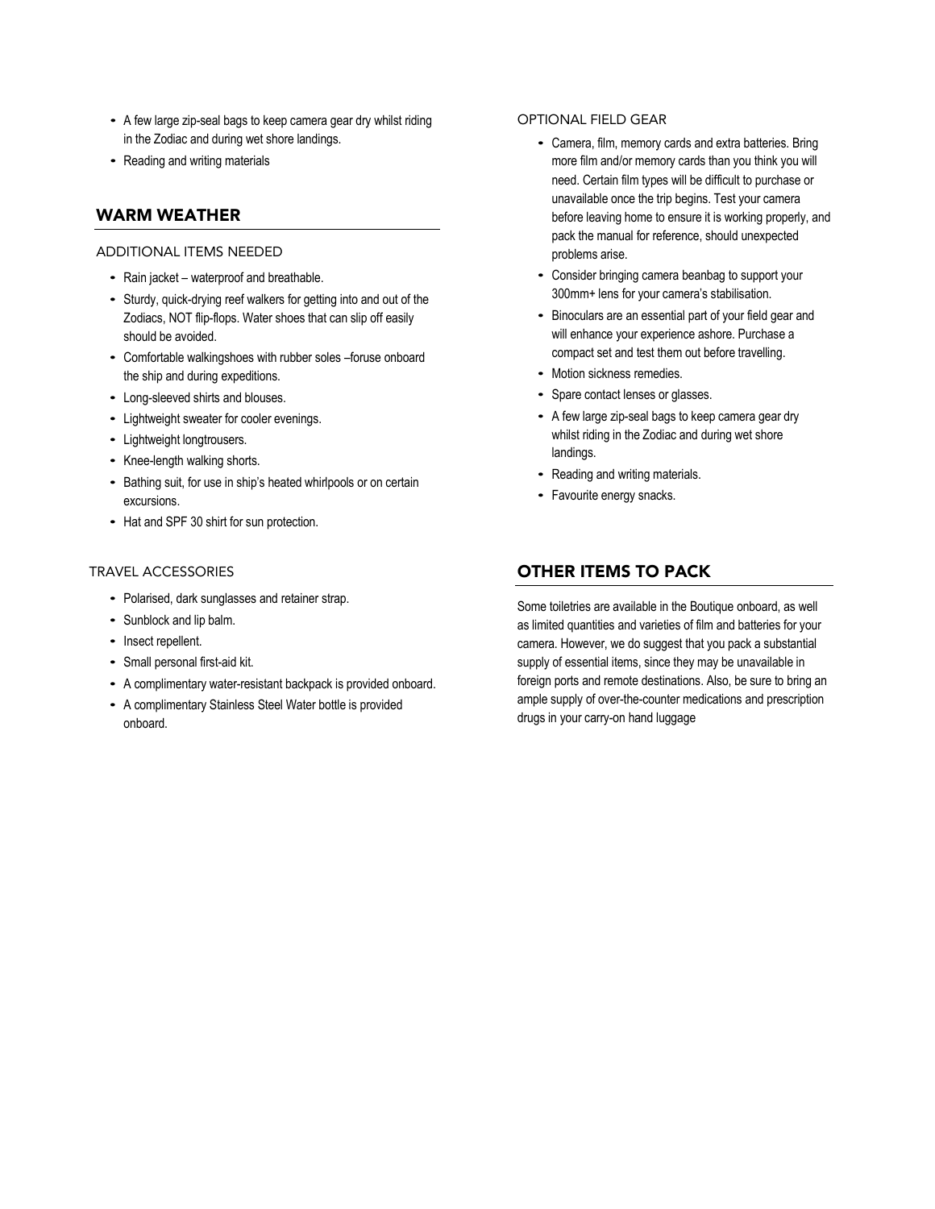- A few large zip-seal bags to keep camera gear dry whilst riding in the Zodiac and during wet shore landings.
- Reading and writing materials

## WARM WEATHER

### ADDITIONAL ITEMS NEEDED

- Rain jacket – waterproof and breathable.
- Sturdy, quick-drying reef walkers for getting into and out of the Zodiacs, NOT flip-flops. Water shoes that can slip off easily should be avoided.
- Comfortable walkingshoes with rubber soles –foruse onboard the ship and during expeditions.
- Long-sleeved shirts and blouses.
- Lightweight sweater for cooler evenings.
- Lightweight longtrousers.
- Knee-length walking shorts.
- Bathing suit, for use in ship's heated whirlpools or on certain excursions.
- Hat and SPF 30 shirt for sun protection.

### TRAVEL ACCESSORIES

- Polarised, dark sunglasses and retainer strap.
- Sunblock and lip balm.
- Insect repellent.
- Small personal first-aid kit.
- A complimentary water-resistant backpack is provided onboard.
- A complimentary Stainless Steel Water bottle is provided onboard.

### OPTIONAL FIELD GEAR

- Camera, film, memory cards and extra batteries. Bring more film and/or memory cards than you think you will need. Certain film types will be difficult to purchase or unavailable once the trip begins. Test your camera before leaving home to ensure it is working properly, and pack the manual for reference, should unexpected problems arise.
- Consider bringing camera beanbag to support your 300mm+ lens for your camera's stabilisation.
- Binoculars are an essential part of your field gear and will enhance your experience ashore. Purchase a compact set and test them out before travelling.
- Motion sickness remedies.
- Spare contact lenses or glasses.
- A few large zip-seal bags to keep camera gear dry whilst riding in the Zodiac and during wet shore landings.
- Reading and writing materials.
- Favourite energy snacks.

## OTHER ITEMS TO PACK

Some toiletries are available in the Boutique onboard, as well as limited quantities and varieties of film and batteries for your camera. However, we do suggest that you pack a substantial supply of essential items, since they may be unavailable in foreign ports and remote destinations. Also, be sure to bring an ample supply of over-the-counter medications and prescription drugs in your carry-on hand luggage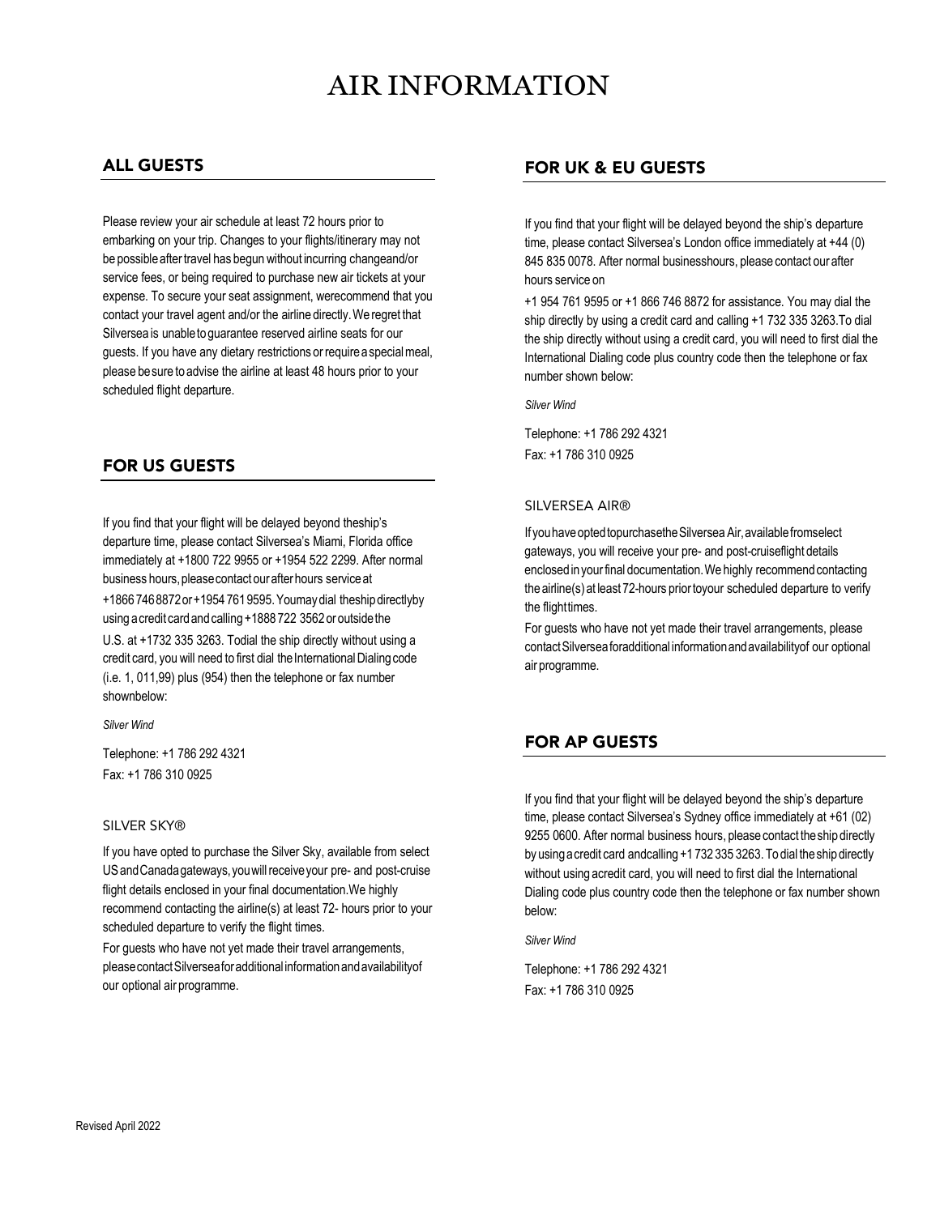# AIR INFORMATION

## ALL GUESTS

Please review your air schedule at least 72 hours prior to embarking on your trip. Changes to your flights/itinerary may not be possible after travel has begun without incurring changeand/or service fees, or being required to purchase new air tickets at your expense. To secure your seat assignment, werecommend that you contact your travel agent and/or the airline directly. We regret that Silversea is unable to guarantee reserved airline seats for our guests. If you have any dietary restrictions or require a special meal, please be sure to advise the airline at least 48 hours prior to your scheduled flight departure.

## FOR US GUESTS

If you find that your flight will be delayed beyond theship's departure time, please contact Silversea's Miami, Florida office immediately at +1800 722 9955 or +1954 522 2299. After normal business hours, please contact our after hours service at +1866 746 8872 or +1954 761 9595. You may dial the ship directly by using a credit card and calling +1888 722 3562 or outside the U.S. at +1732 335 3263. Todial the ship directly without using a credit card, you will need to first dial the International Dialing code (i.e. 1, 011,99) plus (954) then the telephone or fax number shownbelow:

*Silver Wind*

Telephone: +1 786 292 4321
Fax: +1 786 310 0925

### SILVER SKY®

If you have opted to purchase the Silver Sky, available from select US and Canada gateways, you will receive your pre- and post-cruise flight details enclosed in your final documentation.We highly recommend contacting the airline(s) at least 72- hours prior to your scheduled departure to verify the flight times.

For guests who have not yet made their travel arrangements, please contact Silversea for additional information and availabilityof our optional air programme.

## FOR UK & EU GUESTS

If you find that your flight will be delayed beyond the ship's departure time, please contact Silversea's London office immediately at +44 (0) 845 835 0078. After normal businesshours, please contact our after hours service on

+1 954 761 9595 or +1 866 746 8872 for assistance. You may dial the ship directly by using a credit card and calling +1 732 335 3263.To dial the ship directly without using a credit card, you will need to first dial the International Dialing code plus country code then the telephone or fax number shown below:

*Silver Wind*

Telephone: +1 786 292 4321
Fax: +1 786 310 0925

### SILVERSEA AIR®

If you have opted to purchase the Silversea Air, available from select gateways, you will receive your pre- and post-cruiseflight details enclosed in your final documentation. We highly recommend contacting the airline(s) at least 72-hours prior toyour scheduled departure to verify the flighttimes.

For guests who have not yet made their travel arrangements, please contact Silversea foradditional information and availabilityof our optional air programme.

## FOR AP GUESTS

If you find that your flight will be delayed beyond the ship's departure time, please contact Silversea's Sydney office immediately at +61 (02) 9255 0600. After normal business hours, please contact the ship directly by using a credit card andcalling +1 732 335 3263. To dial the ship directly without using acredit card, you will need to first dial the International Dialing code plus country code then the telephone or fax number shown below:

*Silver Wind*

Telephone: +1 786 292 4321
Fax: +1 786 310 0925

Revised April 2022